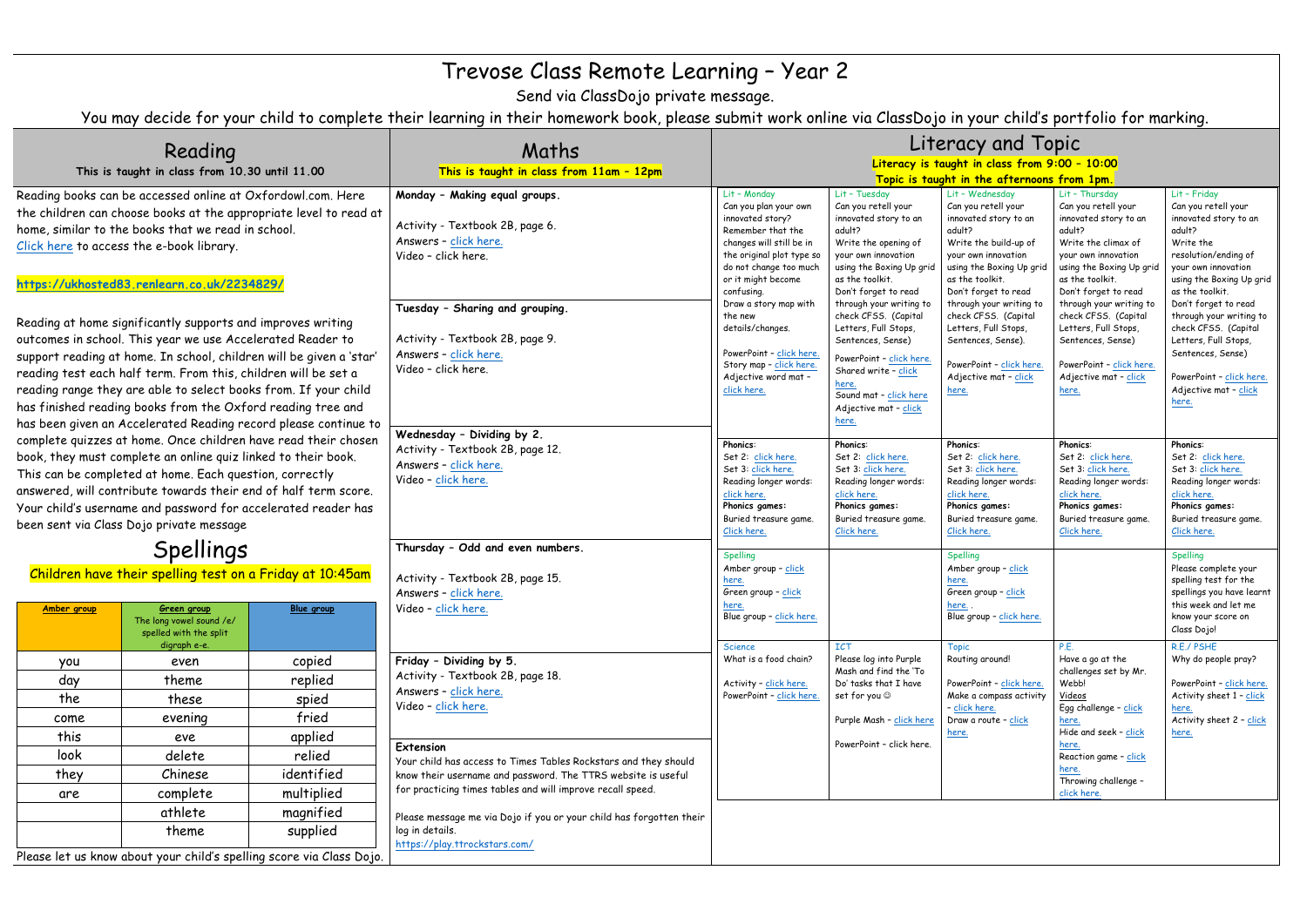# Trevose Class Remote Learning – Year 2

Send via ClassDojo private message.

You may decide for your child to complete their learning in their homework book, please submit work online via ClassDojo in your child's portfolio for marking.

## Reading

**This is taught in class from 10.30 until 11.00**

Reading books can be accessed online at Oxfordowl.com. Here the children can choose books at the appropriate level to read at home, similar to the books that we read in school. Click here to access the e-book library.

**https://ukhosted83.renlearn.co.uk/2234829/**

Reading at home significantly supports and improves writing outcomes in school. This year we use Accelerated Reader to support reading at home. In school, children will be given a 'star' reading test each half term. From this, children will be set a reading range they are able to select books from. If your child has finished reading books from the Oxford reading tree and has been given an Accelerated Reading record please continue to complete quizzes at home. Once children have read their chosen book, they must complete an online quiz linked to their book. This can be completed at home. Each question, correctly answered, will contribute towards their end of half term score. Your child's username and password for accelerated reader has been sent via Class Dojo private message

## Spellings

Children have their spelling test on a Friday at 10:45am

| Amber group | Green group The long vowel sound /e/ spelled with the split digraph e-e. | Blue group |
|---|---|---|
| you | even | copied |
| day | theme | replied |
| the | these | spied |
| come | evening | fried |
| this | eve | applied |
| look | delete | relied |
| they | Chinese | identified |
| are | complete | multiplied |
| | athlete | magnified |
| | theme | supplied |

Please let us know about your child's spelling score via Class Dojo.

## Maths

**This is taught in class from 11am – 12pm**

**Monday – Making equal groups.**

Activity - Textbook 2B, page 6.
Answers – click here.
Video – click here.

**Tuesday – Sharing and grouping.**

Activity - Textbook 2B, page 9.
Answers – click here.
Video – click here.

**Wednesday – Dividing by 2.**

Activity – Textbook 2B, page 12.
Answers – click here.
Video – click here.

**Thursday – Odd and even numbers.**

Activity - Textbook 2B, page 15.
Answers – click here.
Video – click here.

**Friday – Dividing by 5.**

Activity – Textbook 2B, page 18.
Answers – click here.
Video – click here.

**Extension**

Your child has access to Times Tables Rockstars and they should know their username and password. The TTRS website is useful for practicing times tables and will improve recall speed.

Please message me via Dojo if you or your child has forgotten their log in details.
https://play.ttrockstars.com/

## Literacy and Topic

**Literacy is taught in class from 9:00 – 10:00**
**Topic is taught in the afternoons from 1pm.**

| Lit – Monday | Lit – Tuesday | Lit – Wednesday | Lit – Thursday | Lit – Friday |
|---|---|---|---|---|
| Can you plan your own innovated story? Remember that the changes will still be in the original plot type so do not change too much or it might become confusing. Draw a story map with the new details/changes. PowerPoint – click here. Story map – click here. Adjective word mat – click here. | Can you retell your innovated story to an adult? Write the opening of your own innovation using the Boxing Up grid as the toolkit. Don't forget to read through your writing to check CFSS. (Capital Letters, Full Stops, Sentences, Sense) PowerPoint – click here. Shared write – click here. Sound mat – click here. Adjective mat – click here. | Can you retell your innovated story to an adult? Write the build-up of your own innovation using the Boxing Up grid as the toolkit. Don't forget to read through your writing to check CFSS. (Capital Letters, Full Stops, Sentences, Sense). PowerPoint – click here. Adjective mat – click here. | Can you retell your innovated story to an adult? Write the climax of your own innovation using the Boxing Up grid as the toolkit. Don't forget to read through your writing to check CFSS. (Capital Letters, Full Stops, Sentences, Sense) PowerPoint – click here. Adjective mat – click here. | Can you retell your innovated story to an adult? Write the resolution/ending of your own innovation using the Boxing Up grid as the toolkit. Don't forget to read through your writing to check CFSS. (Capital Letters, Full Stops, Sentences, Sense) PowerPoint – click here. Adjective mat – click here. |
| **Phonics:** Set 2: click here. Set 3: click here. Reading longer words: click here. **Phonics games:** Buried treasure game. Click here. | **Phonics:** Set 2: click here. Set 3: click here. Reading longer words: click here. **Phonics games:** Buried treasure game. Click here. | **Phonics:** Set 2: click here. Set 3: click here. Reading longer words: click here. **Phonics games:** Buried treasure game. Click here. | **Phonics:** Set 2: click here. Set 3: click here. Reading longer words: click here. **Phonics games:** Buried treasure game. Click here. | **Phonics:** Set 2: click here. Set 3: click here. Reading longer words: click here. **Phonics games:** Buried treasure game. Click here. |
| Spelling Amber group – click here. Green group – click here. Blue group – click here. | | Spelling Amber group – click here. Green group – click here. Blue group – click here. | | Spelling Please complete your spelling test for the spellings you have learnt this week and let me know your score on Class Dojo! |
| Science What is a food chain? Activity – click here. PowerPoint – click here. | ICT Please log into Purple Mash and find the 'To Do' tasks that I have set for you ☺ Purple Mash – click here PowerPoint – click here. | Topic Routing around! PowerPoint – click here. Make a compass activity – click here. Draw a route – click here. | P.E. Have a go at the challenges set by Mr. Webb! Videos Egg challenge – click here. Hide and seek – click here. Reaction game – click here. Throwing challenge – click here. | R.E./ PSHE Why do people pray? PowerPoint – click here. Activity sheet 1 – click here. Activity sheet 2 – click here. |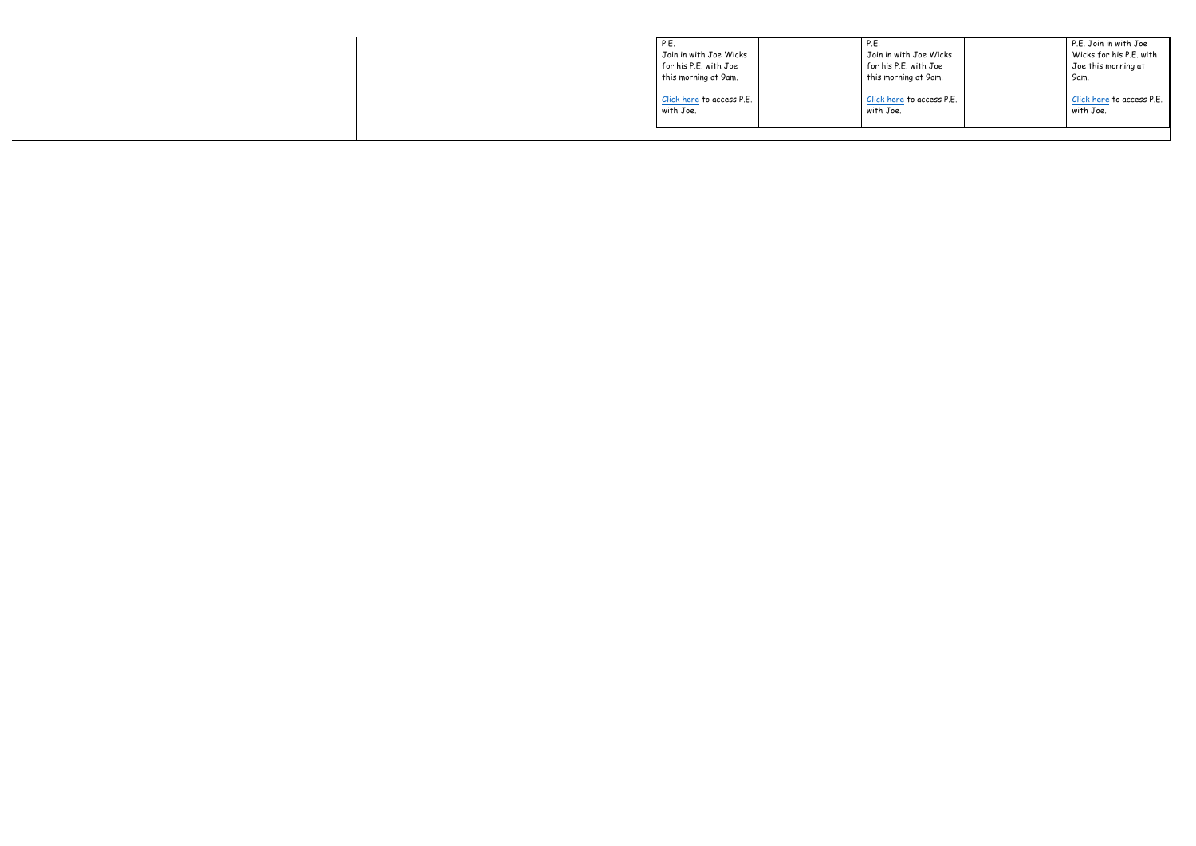| | | | | | | |
|---|---|---|---|---|---|---|
| | | P.E.<br>Join in with Joe Wicks for his P.E. with Joe this morning at 9am.<br><br>Click here to access P.E. with Joe. | | P.E.<br>Join in with Joe Wicks for his P.E. with Joe this morning at 9am.<br><br>Click here to access P.E. with Joe. | | P.E. Join in with Joe Wicks for his P.E. with Joe this morning at 9am.<br><br>Click here to access P.E. with Joe. |